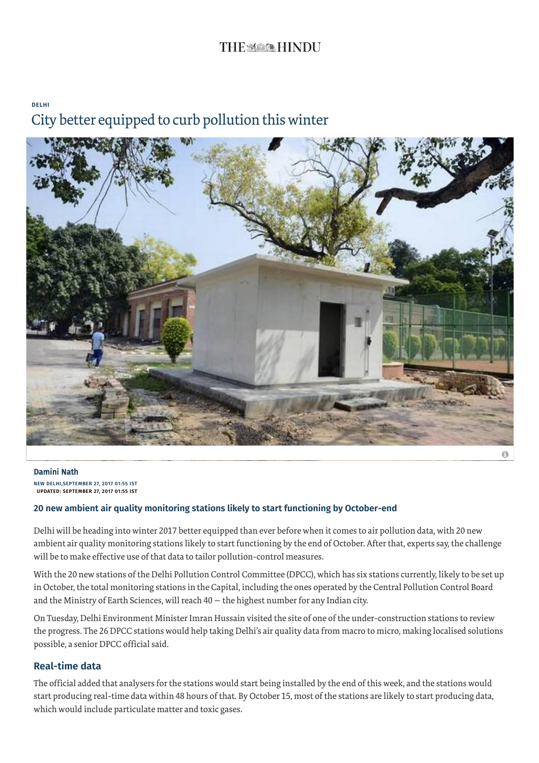# THE HINDU

DELHI

# City better equipped to curb pollution this winter

**Damini Nath**

NEW DELHI,SEPTEMBER 27, 2017 01:55 IST
UPDATED: SEPTEMBER 27, 2017 01:55 IST

### 20 new ambient air quality monitoring stations likely to start functioning by October-end

Delhi will be heading into winter 2017 better equipped than ever before when it comes to air pollution data, with 20 new ambient air quality monitoring stations likely to start functioning by the end of October. After that, experts say, the challenge will be to make effective use of that data to tailor pollution-control measures.

With the 20 new stations of the Delhi Pollution Control Committee (DPCC), which has six stations currently, likely to be set up in October, the total monitoring stations in the Capital, including the ones operated by the Central Pollution Control Board and the Ministry of Earth Sciences, will reach 40 — the highest number for any Indian city.

On Tuesday, Delhi Environment Minister Imran Hussain visited the site of one of the under-construction stations to review the progress. The 26 DPCC stations would help taking Delhi's air quality data from macro to micro, making localised solutions possible, a senior DPCC official said.

## Real-time data

The official added that analysers for the stations would start being installed by the end of this week, and the stations would start producing real-time data within 48 hours of that. By October 15, most of the stations are likely to start producing data, which would include particulate matter and toxic gases.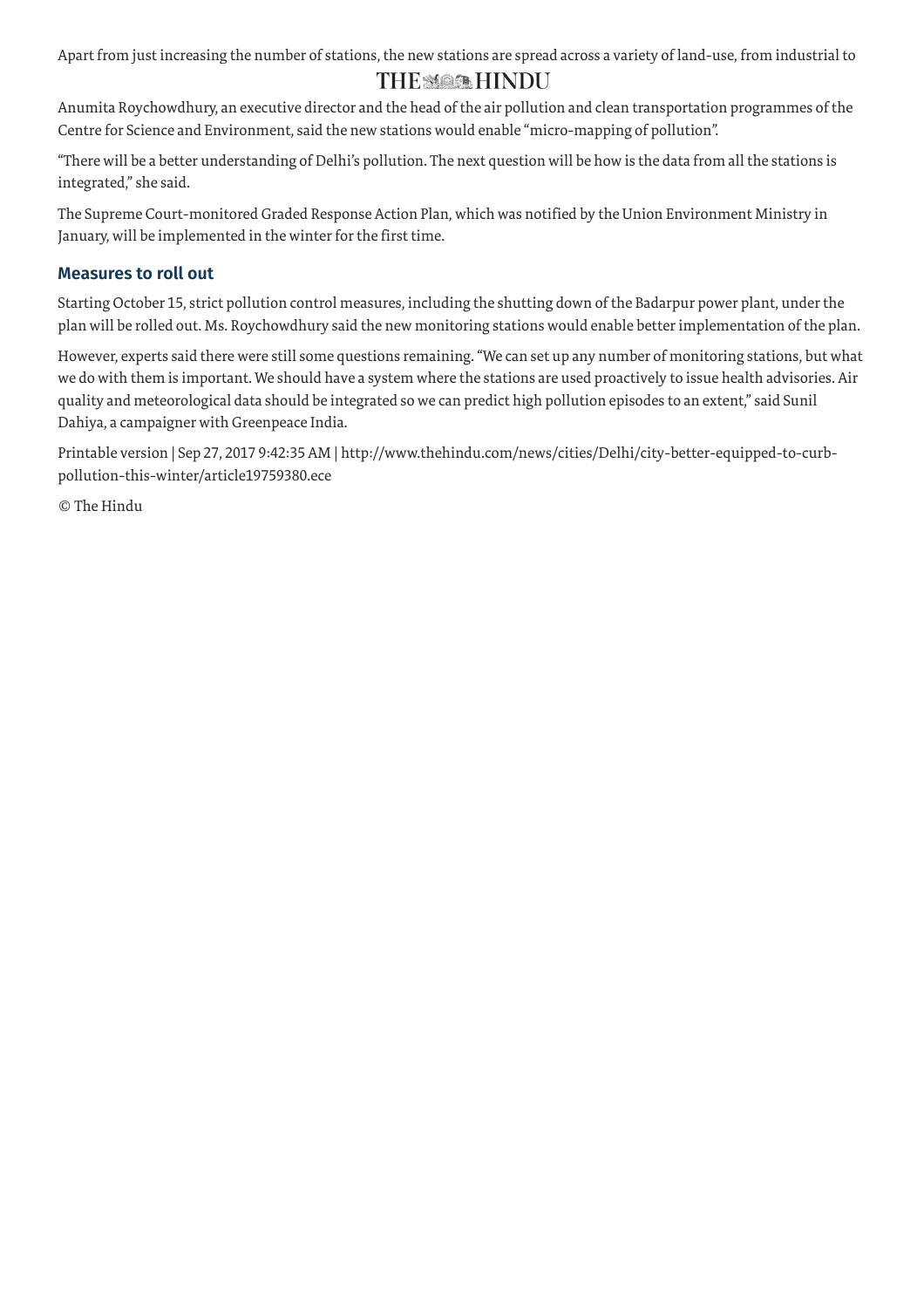Apart from just increasing the number of stations, the new stations are spread across a variety of land-use, from industrial to

Anumita Roychowdhury, an executive director and the head of the air pollution and clean transportation programmes of the Centre for Science and Environment, said the new stations would enable "micro-mapping of pollution".

"There will be a better understanding of Delhi's pollution. The next question will be how is the data from all the stations is integrated," she said.

The Supreme Court-monitored Graded Response Action Plan, which was notified by the Union Environment Ministry in January, will be implemented in the winter for the first time.

### Measures to roll out

Starting October 15, strict pollution control measures, including the shutting down of the Badarpur power plant, under the plan will be rolled out. Ms. Roychowdhury said the new monitoring stations would enable better implementation of the plan.

However, experts said there were still some questions remaining. "We can set up any number of monitoring stations, but what we do with them is important. We should have a system where the stations are used proactively to issue health advisories. Air quality and meteorological data should be integrated so we can predict high pollution episodes to an extent," said Sunil Dahiya, a campaigner with Greenpeace India.

Printable version | Sep 27, 2017 9:42:35 AM | http://www.thehindu.com/news/cities/Delhi/city-better-equipped-to-curb-pollution-this-winter/article19759380.ece

© The Hindu